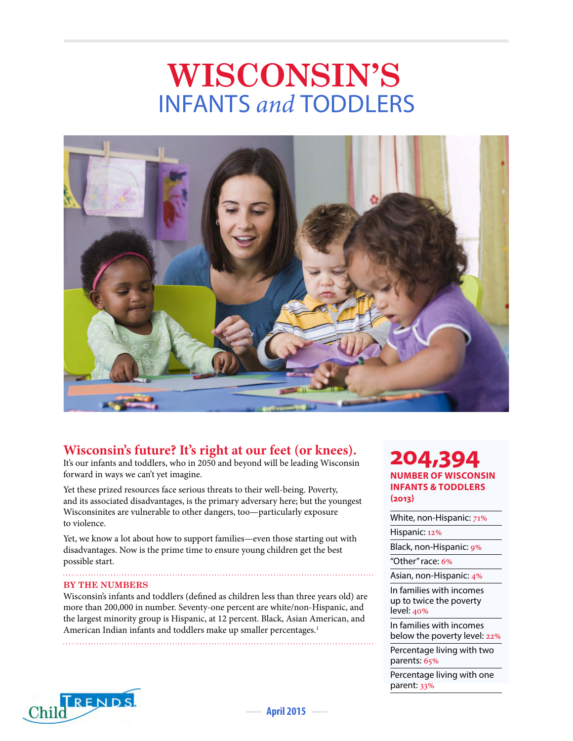# WISCONSIN'S
## INFANTS *and* TODDLERS

### Wisconsin's future? It's right at our feet (or knees).

It's our infants and toddlers, who in 2050 and beyond will be leading Wisconsin forward in ways we can't yet imagine.

Yet these prized resources face serious threats to their well-being. Poverty, and its associated disadvantages, is the primary adversary here; but the youngest Wisconsinites are vulnerable to other dangers, too—particularly exposure to violence.

Yet, we know a lot about how to support families—even those starting out with disadvantages. Now is the prime time to ensure young children get the best possible start.

**BY THE NUMBERS**

Wisconsin's infants and toddlers (defined as children less than three years old) are more than 200,000 in number. Seventy-one percent are white/non-Hispanic, and the largest minority group is Hispanic, at 12 percent. Black, Asian American, and American Indian infants and toddlers make up smaller percentages.[1]

**204,394**

**NUMBER OF WISCONSIN INFANTS & TODDLERS (2013)**

- White, non-Hispanic: 71%
- Hispanic: 12%
- Black, non-Hispanic: 9%
- "Other" race: 6%
- Asian, non-Hispanic: 4%
- In families with incomes up to twice the poverty level: 40%
- In families with incomes below the poverty level: 22%
- Percentage living with two parents: 65%
- Percentage living with one parent: 33%

Child TRENDS

April 2015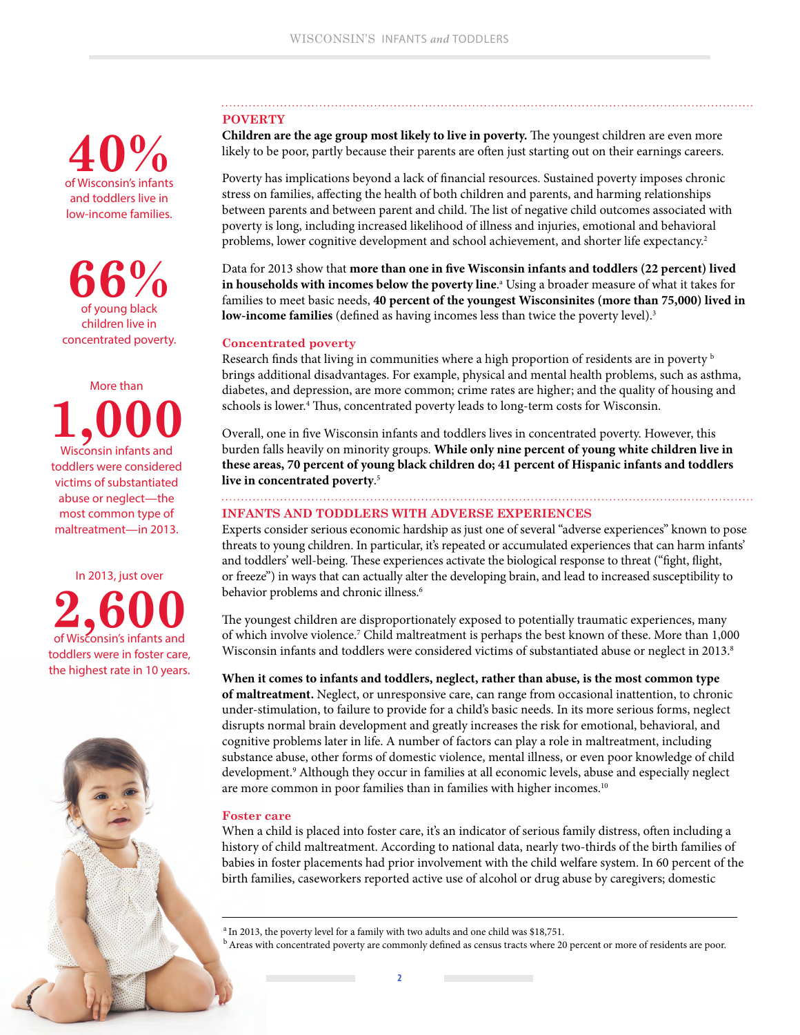**40%** of Wisconsin's infants and toddlers live in low-income families.

**66%** of young black children live in concentrated poverty.

More than **1,000** Wisconsin infants and toddlers were considered victims of substantiated abuse or neglect—the most common type of maltreatment—in 2013.

In 2013, just over **2,600** of Wisconsin's infants and toddlers were in foster care, the highest rate in 10 years.

## POVERTY

**Children are the age group most likely to live in poverty.** The youngest children are even more likely to be poor, partly because their parents are often just starting out on their earnings careers.

Poverty has implications beyond a lack of financial resources. Sustained poverty imposes chronic stress on families, affecting the health of both children and parents, and harming relationships between parents and between parent and child. The list of negative child outcomes associated with poverty is long, including increased likelihood of illness and injuries, emotional and behavioral problems, lower cognitive development and school achievement, and shorter life expectancy.[2]

Data for 2013 show that **more than one in five Wisconsin infants and toddlers (22 percent) lived in households with incomes below the poverty line.**[a] Using a broader measure of what it takes for families to meet basic needs, **40 percent of the youngest Wisconsinites (more than 75,000) lived in low-income families** (defined as having incomes less than twice the poverty level).[3]

### Concentrated poverty

Research finds that living in communities where a high proportion of residents are in poverty[b] brings additional disadvantages. For example, physical and mental health problems, such as asthma, diabetes, and depression, are more common; crime rates are higher; and the quality of housing and schools is lower.[4] Thus, concentrated poverty leads to long-term costs for Wisconsin.

Overall, one in five Wisconsin infants and toddlers lives in concentrated poverty. However, this burden falls heavily on minority groups. **While only nine percent of young white children live in these areas, 70 percent of young black children do; 41 percent of Hispanic infants and toddlers live in concentrated poverty**.[5]

## INFANTS AND TODDLERS WITH ADVERSE EXPERIENCES

Experts consider serious economic hardship as just one of several "adverse experiences" known to pose threats to young children. In particular, it's repeated or accumulated experiences that can harm infants' and toddlers' well-being. These experiences activate the biological response to threat ("fight, flight, or freeze") in ways that can actually alter the developing brain, and lead to increased susceptibility to behavior problems and chronic illness.[6]

The youngest children are disproportionately exposed to potentially traumatic experiences, many of which involve violence.[7] Child maltreatment is perhaps the best known of these. More than 1,000 Wisconsin infants and toddlers were considered victims of substantiated abuse or neglect in 2013.[8]

**When it comes to infants and toddlers, neglect, rather than abuse, is the most common type of maltreatment.** Neglect, or unresponsive care, can range from occasional inattention, to chronic under-stimulation, to failure to provide for a child's basic needs. In its more serious forms, neglect disrupts normal brain development and greatly increases the risk for emotional, behavioral, and cognitive problems later in life. A number of factors can play a role in maltreatment, including substance abuse, other forms of domestic violence, mental illness, or even poor knowledge of child development.[9] Although they occur in families at all economic levels, abuse and especially neglect are more common in poor families than in families with higher incomes.[10]

### Foster care

When a child is placed into foster care, it's an indicator of serious family distress, often including a history of child maltreatment. According to national data, nearly two-thirds of the birth families of babies in foster placements had prior involvement with the child welfare system. In 60 percent of the birth families, caseworkers reported active use of alcohol or drug abuse by caregivers; domestic

---

[a] In 2013, the poverty level for a family with two adults and one child was $18,751.

[b] Areas with concentrated poverty are commonly defined as census tracts where 20 percent or more of residents are poor.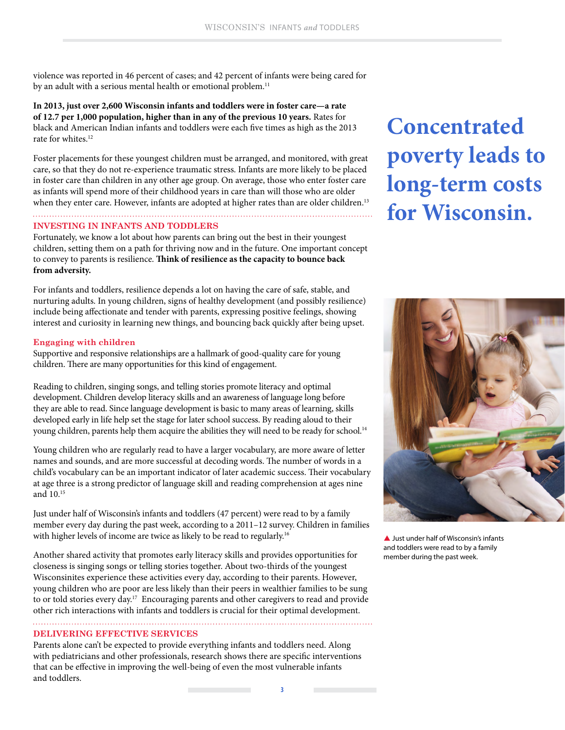violence was reported in 46 percent of cases; and 42 percent of infants were being cared for by an adult with a serious mental health or emotional problem.[11]

**In 2013, just over 2,600 Wisconsin infants and toddlers were in foster care—a rate of 12.7 per 1,000 population, higher than in any of the previous 10 years.** Rates for black and American Indian infants and toddlers were each five times as high as the 2013 rate for whites.[12]

Foster placements for these youngest children must be arranged, and monitored, with great care, so that they do not re-experience traumatic stress. Infants are more likely to be placed in foster care than children in any other age group. On average, those who enter foster care as infants will spend more of their childhood years in care than will those who are older when they enter care. However, infants are adopted at higher rates than are older children.[13]

## Concentrated poverty leads to long-term costs for Wisconsin.

## INVESTING IN INFANTS AND TODDLERS

Fortunately, we know a lot about how parents can bring out the best in their youngest children, setting them on a path for thriving now and in the future. One important concept to convey to parents is resilience. **Think of resilience as the capacity to bounce back from adversity.**

For infants and toddlers, resilience depends a lot on having the care of safe, stable, and nurturing adults. In young children, signs of healthy development (and possibly resilience) include being affectionate and tender with parents, expressing positive feelings, showing interest and curiosity in learning new things, and bouncing back quickly after being upset.

### Engaging with children

Supportive and responsive relationships are a hallmark of good-quality care for young children. There are many opportunities for this kind of engagement.

Reading to children, singing songs, and telling stories promote literacy and optimal development. Children develop literacy skills and an awareness of language long before they are able to read. Since language development is basic to many areas of learning, skills developed early in life help set the stage for later school success. By reading aloud to their young children, parents help them acquire the abilities they will need to be ready for school.[14]

Young children who are regularly read to have a larger vocabulary, are more aware of letter names and sounds, and are more successful at decoding words. The number of words in a child's vocabulary can be an important indicator of later academic success. Their vocabulary at age three is a strong predictor of language skill and reading comprehension at ages nine and 10.[15]

Just under half of Wisconsin's infants and toddlers (47 percent) were read to by a family member every day during the past week, according to a 2011–12 survey. Children in families with higher levels of income are twice as likely to be read to regularly.[16]

▲ Just under half of Wisconsin's infants and toddlers were read to by a family member during the past week.

Another shared activity that promotes early literacy skills and provides opportunities for closeness is singing songs or telling stories together. About two-thirds of the youngest Wisconsinites experience these activities every day, according to their parents. However, young children who are poor are less likely than their peers in wealthier families to be sung to or told stories every day.[17] Encouraging parents and other caregivers to read and provide other rich interactions with infants and toddlers is crucial for their optimal development.

## DELIVERING EFFECTIVE SERVICES

Parents alone can't be expected to provide everything infants and toddlers need. Along with pediatricians and other professionals, research shows there are specific interventions that can be effective in improving the well-being of even the most vulnerable infants and toddlers.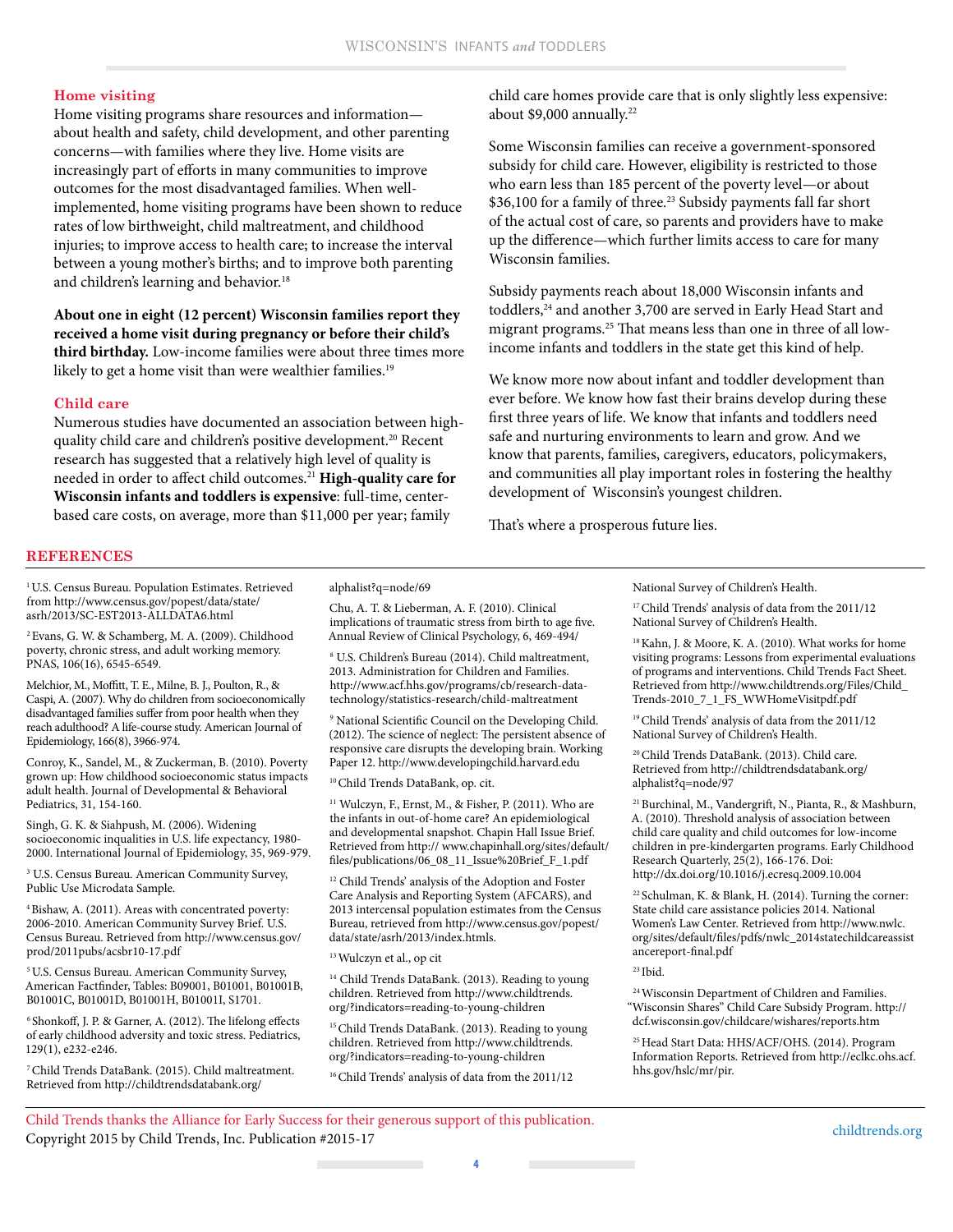### Home visiting

Home visiting programs share resources and information—about health and safety, child development, and other parenting concerns—with families where they live. Home visits are increasingly part of efforts in many communities to improve outcomes for the most disadvantaged families. When well-implemented, home visiting programs have been shown to reduce rates of low birthweight, child maltreatment, and childhood injuries; to improve access to health care; to increase the interval between a young mother's births; and to improve both parenting and children's learning and behavior.[18]

**About one in eight (12 percent) Wisconsin families report they received a home visit during pregnancy or before their child's third birthday.** Low-income families were about three times more likely to get a home visit than were wealthier families.[19]

### Child care

Numerous studies have documented an association between high-quality child care and children's positive development.[20] Recent research has suggested that a relatively high level of quality is needed in order to affect child outcomes.[21] **High-quality care for Wisconsin infants and toddlers is expensive**: full-time, center-based care costs, on average, more than $11,000 per year; family child care homes provide care that is only slightly less expensive: about $9,000 annually.[22]

Some Wisconsin families can receive a government-sponsored subsidy for child care. However, eligibility is restricted to those who earn less than 185 percent of the poverty level—or about $36,100 for a family of three.[23] Subsidy payments fall far short of the actual cost of care, so parents and providers have to make up the difference—which further limits access to care for many Wisconsin families.

Subsidy payments reach about 18,000 Wisconsin infants and toddlers,[24] and another 3,700 are served in Early Head Start and migrant programs.[25] That means less than one in three of all low-income infants and toddlers in the state get this kind of help.

We know more now about infant and toddler development than ever before. We know how fast their brains develop during these first three years of life. We know that infants and toddlers need safe and nurturing environments to learn and grow. And we know that parents, families, caregivers, educators, policymakers, and communities all play important roles in fostering the healthy development of Wisconsin's youngest children.

That's where a prosperous future lies.

## REFERENCES

[1] U.S. Census Bureau. Population Estimates. Retrieved from http://www.census.gov/popest/data/state/asrh/2013/SC-EST2013-ALLDATA6.html

[2] Evans, G. W. & Schamberg, M. A. (2009). Childhood poverty, chronic stress, and adult working memory. PNAS, 106(16), 6545-6549.

Melchior, M., Moffitt, T. E., Milne, B. J., Poulton, R., & Caspi, A. (2007). Why do children from socioeconomically disadvantaged families suffer from poor health when they reach adulthood? A life-course study. American Journal of Epidemiology, 166(8), 3966-974.

Conroy, K., Sandel, M., & Zuckerman, B. (2010). Poverty grown up: How childhood socioeconomic status impacts adult health. Journal of Developmental & Behavioral Pediatrics, 31, 154-160.

Singh, G. K. & Siahpush, M. (2006). Widening socioeconomic inqualities in U.S. life expectancy, 1980-2000. International Journal of Epidemiology, 35, 969-979.

[3] U.S. Census Bureau. American Community Survey, Public Use Microdata Sample.

[4] Bishaw, A. (2011). Areas with concentrated poverty: 2006-2010. American Community Survey Brief. U.S. Census Bureau. Retrieved from http://www.census.gov/prod/2011pubs/acsbr10-17.pdf

[5] U.S. Census Bureau. American Community Survey, American Factfinder, Tables: B09001, B01001, B01001B, B01001C, B01001D, B01001H, B01001I, S1701.

[6] Shonkoff, J. P. & Garner, A. (2012). The lifelong effects of early childhood adversity and toxic stress. Pediatrics, 129(1), e232-e246.

[7] Child Trends DataBank. (2015). Child maltreatment. Retrieved from http://childtrendsdatabank.org/alphalist?q=node/69

Chu, A. T. & Lieberman, A. F. (2010). Clinical implications of traumatic stress from birth to age five. Annual Review of Clinical Psychology, 6, 469-494/

[8] U.S. Children's Bureau (2014). Child maltreatment, 2013. Administration for Children and Families. http://www.acf.hhs.gov/programs/cb/research-data-technology/statistics-research/child-maltreatment

[9] National Scientific Council on the Developing Child. (2012). The science of neglect: The persistent absence of responsive care disrupts the developing brain. Working Paper 12. http://www.developingchild.harvard.edu

[10] Child Trends DataBank, op. cit.

[11] Wulczyn, F., Ernst, M., & Fisher, P. (2011). Who are the infants in out-of-home care? An epidemiological and developmental snapshot. Chapin Hall Issue Brief. Retrieved from http:// www.chapinhall.org/sites/default/files/publications/06_08_11_Issue%20Brief_F_1.pdf

[12] Child Trends' analysis of the Adoption and Foster Care Analysis and Reporting System (AFCARS), and 2013 intercensal population estimates from the Census Bureau, retrieved from http://www.census.gov/popest/data/state/asrh/2013/index.html.

[13] Wulczyn et al., op cit

[14] Child Trends DataBank. (2013). Reading to young children. Retrieved from http://www.childtrends.org/?indicators=reading-to-young-children

[15] Child Trends DataBank. (2013). Reading to young children. Retrieved from http://www.childtrends.org/?indicators=reading-to-young-children

[16] Child Trends' analysis of data from the 2011/12 National Survey of Children's Health.

[17] Child Trends' analysis of data from the 2011/12 National Survey of Children's Health.

[18] Kahn, J. & Moore, K. A. (2010). What works for home visiting programs: Lessons from experimental evaluations of programs and interventions. Child Trends Fact Sheet. Retrieved from http://www.childtrends.org/Files/Child_Trends-2010_7_1_FS_WWHomeVisitpdf.pdf

[19] Child Trends' analysis of data from the 2011/12 National Survey of Children's Health.

[20] Child Trends DataBank. (2013). Child care. Retrieved from http://childtrendsdatabank.org/alphalist?q=node/97

[21] Burchinal, M., Vandergrift, N., Pianta, R., & Mashburn, A. (2010). Threshold analysis of association between child care quality and child outcomes for low-income children in pre-kindergarten programs. Early Childhood Research Quarterly, 25(2), 166-176. Doi: http://dx.doi.org/10.1016/j.ecresq.2009.10.004

[22] Schulman, K. & Blank, H. (2014). Turning the corner: State child care assistance policies 2014. National Women's Law Center. Retrieved from http://www.nwlc.org/sites/default/files/pdfs/nwlc_2014statechildcareassistancereport-final.pdf

[23] Ibid.

[24] Wisconsin Department of Children and Families. "Wisconsin Shares" Child Care Subsidy Program. http://dcf.wisconsin.gov/childcare/wishares/reports.htm

[25] Head Start Data: HHS/ACF/OHS. (2014). Program Information Reports. Retrieved from http://eclkc.ohs.acf.hhs.gov/hslc/mr/pir.

Child Trends thanks the Alliance for Early Success for their generous support of this publication.
Copyright 2015 by Child Trends, Inc. Publication #2015-17

childtrends.org